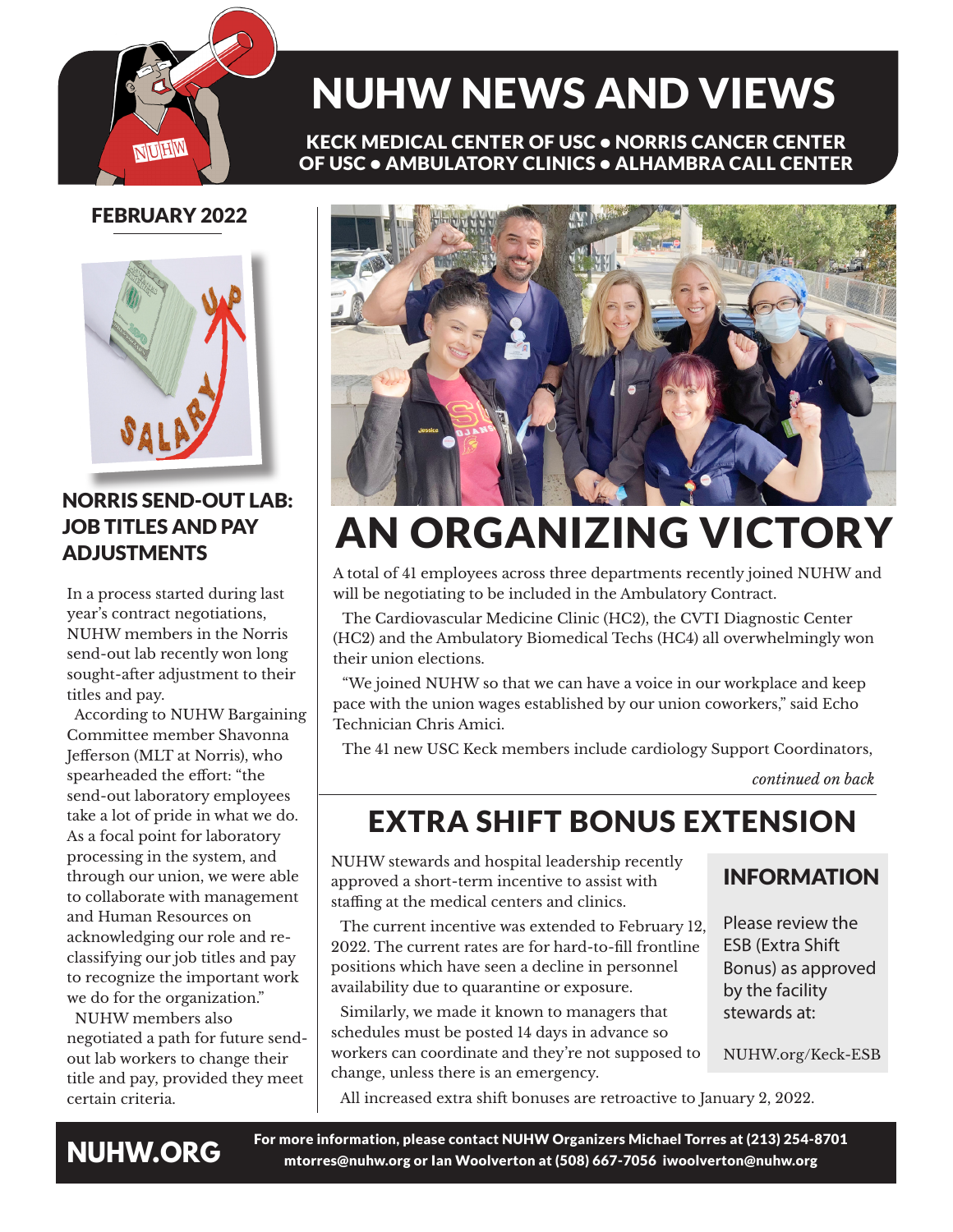# NUHW NEWS AND VIEWS

**KECK MEDICAL CENTER OF USC • NORRIS CANCER CENTER OF USC • AMBULATORY CLINICS • ALHAMBRA CALL CENTER**

**FEBRUARY 2022**

## NORRIS SEND-OUT LAB: JOB TITLES AND PAY ADJUSTMENTS

In a process started during last year's contract negotiations, NUHW members in the Norris send-out lab recently won long sought-after adjustment to their titles and pay.

According to NUHW Bargaining Committee member Shavonna Jefferson (MLT at Norris), who spearheaded the effort: "the send-out laboratory employees take a lot of pride in what we do. As a focal point for laboratory processing in the system, and through our union, we were able to collaborate with management and Human Resources on acknowledging our role and re-classifying our job titles and pay to recognize the important work we do for the organization."

NUHW members also negotiated a path for future send-out lab workers to change their title and pay, provided they meet certain criteria.

## AN ORGANIZING VICTORY

A total of 41 employees across three departments recently joined NUHW and will be negotiating to be included in the Ambulatory Contract.

The Cardiovascular Medicine Clinic (HC2), the CVTI Diagnostic Center (HC2) and the Ambulatory Biomedical Techs (HC4) all overwhelmingly won their union elections.

"We joined NUHW so that we can have a voice in our workplace and keep pace with the union wages established by our union coworkers," said Echo Technician Chris Amici.

The 41 new USC Keck members include cardiology Support Coordinators,

*continued on back*

## EXTRA SHIFT BONUS EXTENSION

NUHW stewards and hospital leadership recently approved a short-term incentive to assist with staffing at the medical centers and clinics.

The current incentive was extended to February 12, 2022. The current rates are for hard-to-fill frontline positions which have seen a decline in personnel availability due to quarantine or exposure.

Similarly, we made it known to managers that schedules must be posted 14 days in advance so workers can coordinate and they're not supposed to change, unless there is an emergency.

All increased extra shift bonuses are retroactive to January 2, 2022.

### INFORMATION

Please review the ESB (Extra Shift Bonus) as approved by the facility stewards at:

NUHW.org/Keck-ESB

**NUHW.ORG**

**For more information, please contact NUHW Organizers Michael Torres at (213) 254-8701 mtorres@nuhw.org or Ian Woolverton at (508) 667-7056 iwoolverton@nuhw.org**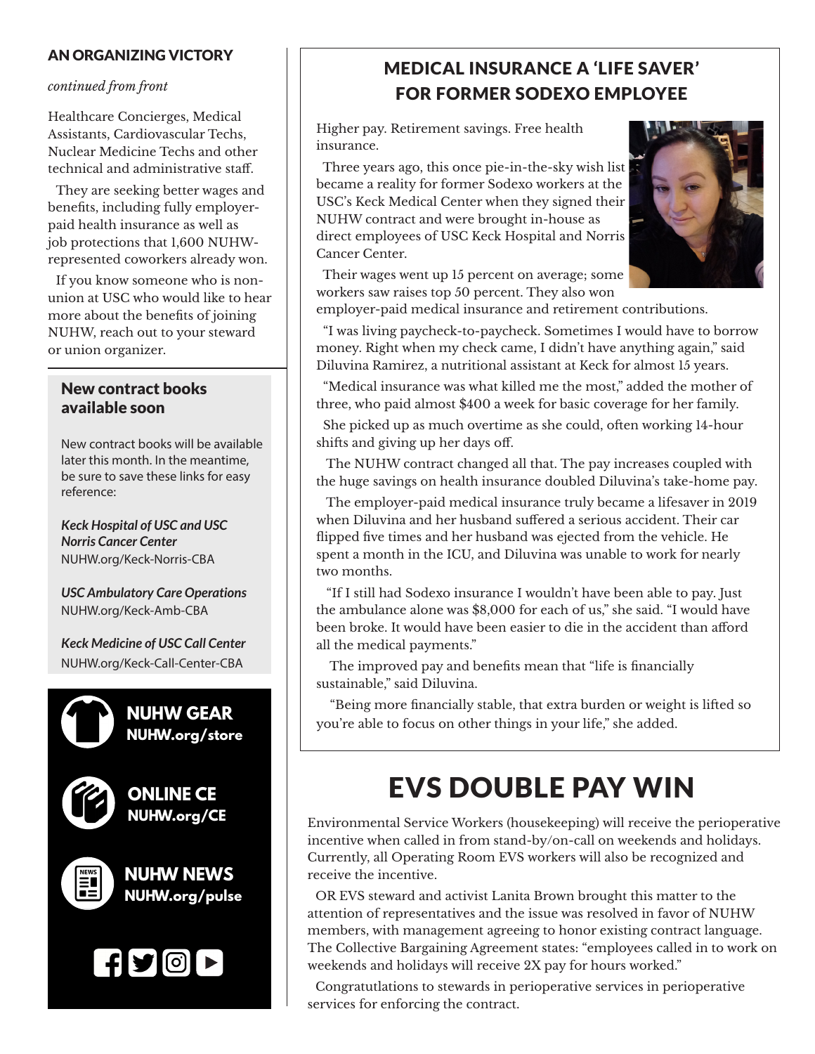## AN ORGANIZING VICTORY

*continued from front*

Healthcare Concierges, Medical Assistants, Cardiovascular Techs, Nuclear Medicine Techs and other technical and administrative staff.

They are seeking better wages and benefits, including fully employer-paid health insurance as well as job protections that 1,600 NUHW-represented coworkers already won.

If you know someone who is non-union at USC who would like to hear more about the benefits of joining NUHW, reach out to your steward or union organizer.

### New contract books available soon

New contract books will be available later this month. In the meantime, be sure to save these links for easy reference:

***Keck Hospital of USC and USC Norris Cancer Center***
NUHW.org/Keck-Norris-CBA

***USC Ambulatory Care Operations***
NUHW.org/Keck-Amb-CBA

***Keck Medicine of USC Call Center***
NUHW.org/Keck-Call-Center-CBA

**NUHW GEAR**
**NUHW.org/store**

**ONLINE CE**
**NUHW.org/CE**

**NUHW NEWS**
**NUHW.org/pulse**

## MEDICAL INSURANCE A 'LIFE SAVER' FOR FORMER SODEXO EMPLOYEE

Higher pay. Retirement savings. Free health insurance.

Three years ago, this once pie-in-the-sky wish list became a reality for former Sodexo workers at the USC's Keck Medical Center when they signed their NUHW contract and were brought in-house as direct employees of USC Keck Hospital and Norris Cancer Center.

Their wages went up 15 percent on average; some workers saw raises top 50 percent. They also won employer-paid medical insurance and retirement contributions.

"I was living paycheck-to-paycheck. Sometimes I would have to borrow money. Right when my check came, I didn't have anything again," said Diluvina Ramirez, a nutritional assistant at Keck for almost 15 years.

"Medical insurance was what killed me the most," added the mother of three, who paid almost $400 a week for basic coverage for her family.

She picked up as much overtime as she could, often working 14-hour shifts and giving up her days off.

The NUHW contract changed all that. The pay increases coupled with the huge savings on health insurance doubled Diluvina's take-home pay.

The employer-paid medical insurance truly became a lifesaver in 2019 when Diluvina and her husband suffered a serious accident. Their car flipped five times and her husband was ejected from the vehicle. He spent a month in the ICU, and Diluvina was unable to work for nearly two months.

"If I still had Sodexo insurance I wouldn't have been able to pay. Just the ambulance alone was $8,000 for each of us," she said. "I would have been broke. It would have been easier to die in the accident than afford all the medical payments."

The improved pay and benefits mean that "life is financially sustainable," said Diluvina.

"Being more financially stable, that extra burden or weight is lifted so you're able to focus on other things in your life," she added.

## EVS DOUBLE PAY WIN

Environmental Service Workers (housekeeping) will receive the perioperative incentive when called in from stand-by/on-call on weekends and holidays. Currently, all Operating Room EVS workers will also be recognized and receive the incentive.

OR EVS steward and activist Lanita Brown brought this matter to the attention of representatives and the issue was resolved in favor of NUHW members, with management agreeing to honor existing contract language. The Collective Bargaining Agreement states: "employees called in to work on weekends and holidays will receive 2X pay for hours worked."

Congratutlations to stewards in perioperative services in perioperative services for enforcing the contract.